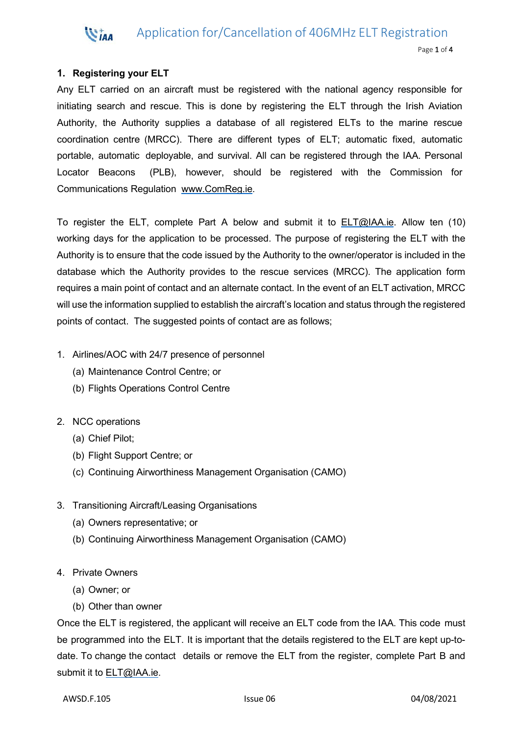## 1. Registering your ELT

Any ELT carried on an aircraft must be registered with the national agency responsible for initiating search and rescue. This is done by registering the ELT through the Irish Aviation Authority, the Authority supplies a database of all registered ELTs to the marine rescue coordination centre (MRCC). There are different types of ELT; automatic fixed, automatic portable, automatic deployable, and survival. All can be registered through the IAA. Personal Locator Beacons (PLB), however, should be registered with the Commission for Communications Regulation www.ComReg.ie.

To register the ELT, complete Part A below and submit it to ELT@IAA.ie. Allow ten (10) working days for the application to be processed. The purpose of registering the ELT with the Authority is to ensure that the code issued by the Authority to the owner/operator is included in the database which the Authority provides to the rescue services (MRCC). The application form requires a main point of contact and an alternate contact. In the event of an ELT activation, MRCC will use the information supplied to establish the aircraft's location and status through the registered points of contact. The suggested points of contact are as follows;

1. Airlines/AOC with 24/7 presence of personnel
   - (a) Maintenance Control Centre; or
   - (b) Flights Operations Control Centre

2. NCC operations
   - (a) Chief Pilot;
   - (b) Flight Support Centre; or
   - (c) Continuing Airworthiness Management Organisation (CAMO)

3. Transitioning Aircraft/Leasing Organisations
   - (a) Owners representative; or
   - (b) Continuing Airworthiness Management Organisation (CAMO)

4. Private Owners
   - (a) Owner; or
   - (b) Other than owner

Once the ELT is registered, the applicant will receive an ELT code from the IAA. This code must be programmed into the ELT. It is important that the details registered to the ELT are kept up-to-date. To change the contact details or remove the ELT from the register, complete Part B and submit it to ELT@IAA.ie.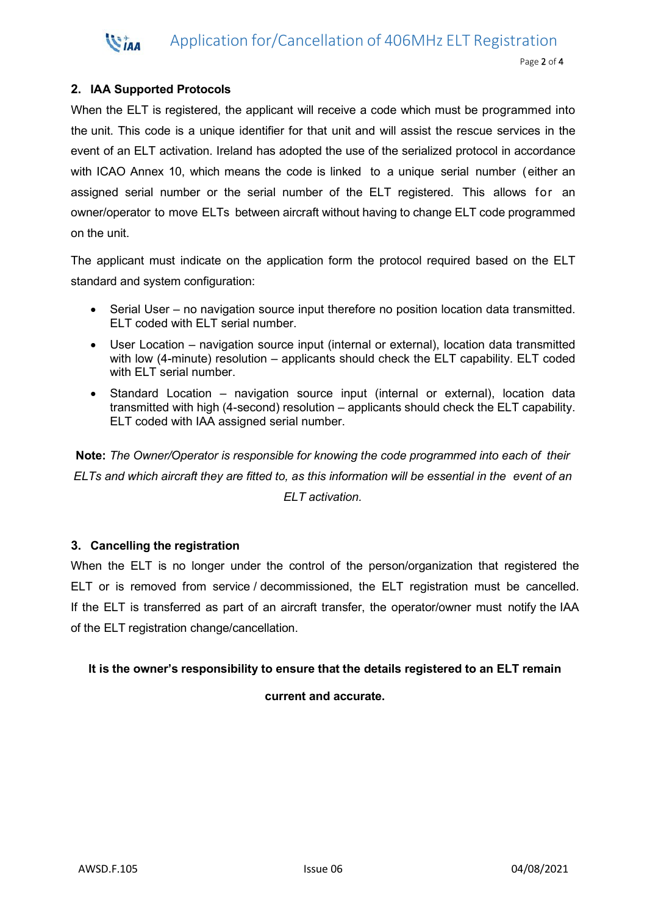## 2. IAA Supported Protocols

When the ELT is registered, the applicant will receive a code which must be programmed into the unit. This code is a unique identifier for that unit and will assist the rescue services in the event of an ELT activation. Ireland has adopted the use of the serialized protocol in accordance with ICAO Annex 10, which means the code is linked to a unique serial number (either an assigned serial number or the serial number of the ELT registered. This allows for an owner/operator to move ELTs between aircraft without having to change ELT code programmed on the unit.

The applicant must indicate on the application form the protocol required based on the ELT standard and system configuration:

- Serial User – no navigation source input therefore no position location data transmitted. ELT coded with ELT serial number.
- User Location – navigation source input (internal or external), location data transmitted with low (4-minute) resolution – applicants should check the ELT capability. ELT coded with ELT serial number.
- Standard Location – navigation source input (internal or external), location data transmitted with high (4-second) resolution – applicants should check the ELT capability. ELT coded with IAA assigned serial number.

**Note:** *The Owner/Operator is responsible for knowing the code programmed into each of their ELTs and which aircraft they are fitted to, as this information will be essential in the event of an ELT activation.*

## 3. Cancelling the registration

When the ELT is no longer under the control of the person/organization that registered the ELT or is removed from service / decommissioned, the ELT registration must be cancelled. If the ELT is transferred as part of an aircraft transfer, the operator/owner must notify the IAA of the ELT registration change/cancellation.

**It is the owner's responsibility to ensure that the details registered to an ELT remain current and accurate.**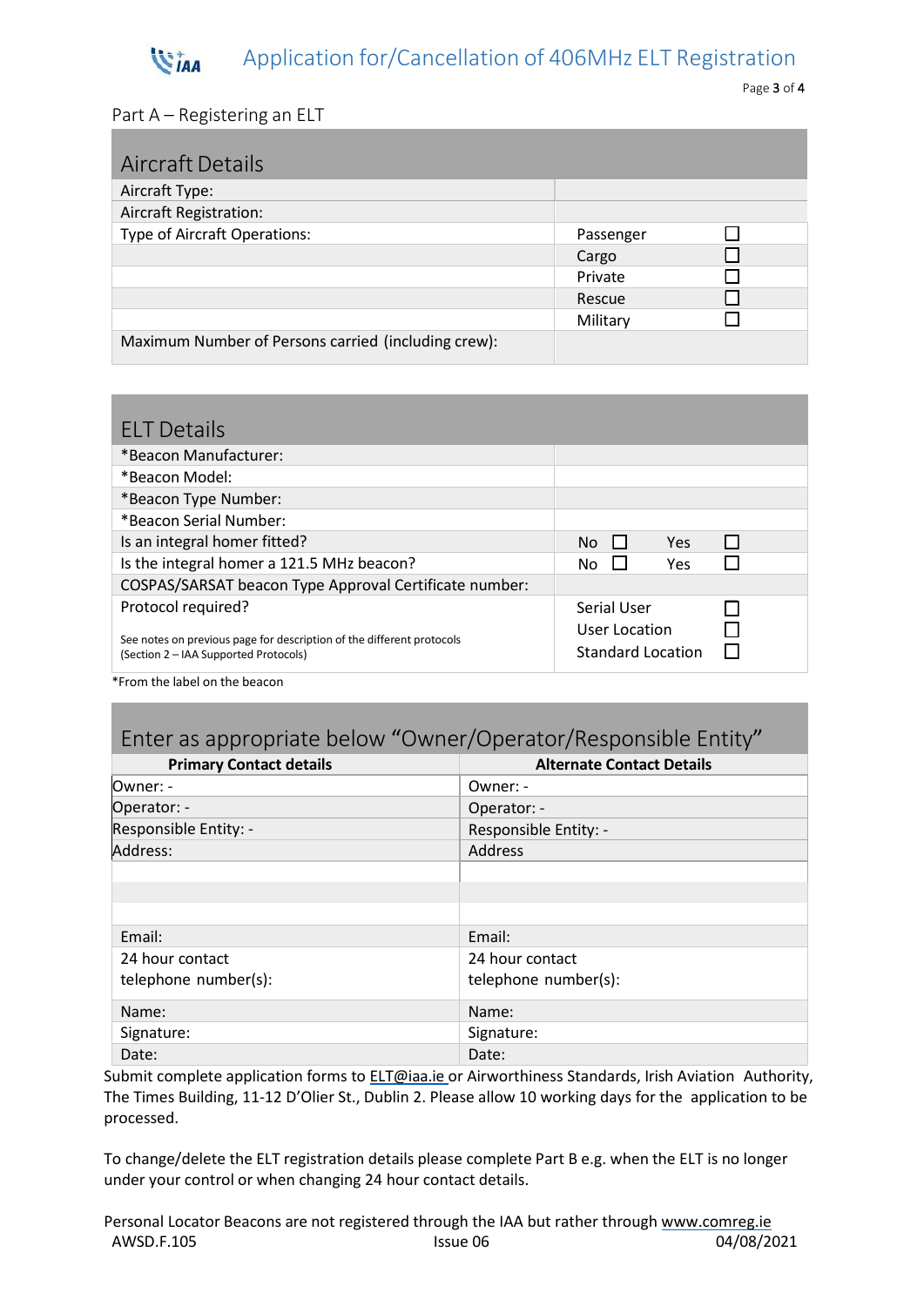## Part A – Registering an ELT

| Aircraft Details | | |
|---|---|---|
| Aircraft Type: | | |
| Aircraft Registration: | | |
| Type of Aircraft Operations: | Passenger | ☐ |
| | Cargo | ☐ |
| | Private | ☐ |
| | Rescue | ☐ |
| | Military | ☐ |
| Maximum Number of Persons carried (including crew): | | |

| ELT Details | |
|---|---|
| *Beacon Manufacturer: | |
| *Beacon Model: | |
| *Beacon Type Number: | |
| *Beacon Serial Number: | |
| Is an integral homer fitted? | No ☐ Yes ☐ |
| Is the integral homer a 121.5 MHz beacon? | No ☐ Yes ☐ |
| COSPAS/SARSAT beacon Type Approval Certificate number: | |
| Protocol required?<br><br>See notes on previous page for description of the different protocols (Section 2 – IAA Supported Protocols) | Serial User ☐<br>User Location ☐<br>Standard Location ☐ |

*From the label on the beacon

| Enter as appropriate below "Owner/Operator/Responsible Entity" | |
|---|---|
| **Primary Contact details** | **Alternate Contact Details** |
| Owner: - | Owner: - |
| Operator: - | Operator: - |
| Responsible Entity: - | Responsible Entity: - |
| Address: | Address |
| | |
| | |
| | |
| Email: | Email: |
| 24 hour contact telephone number(s): | 24 hour contact telephone number(s): |
| Name: | Name: |
| Signature: | Signature: |
| Date: | Date: |

Submit complete application forms to ELT@iaa.ie or Airworthiness Standards, Irish Aviation Authority, The Times Building, 11-12 D'Olier St., Dublin 2. Please allow 10 working days for the application to be processed.

To change/delete the ELT registration details please complete Part B e.g. when the ELT is no longer under your control or when changing 24 hour contact details.

Personal Locator Beacons are not registered through the IAA but rather through www.comreg.ie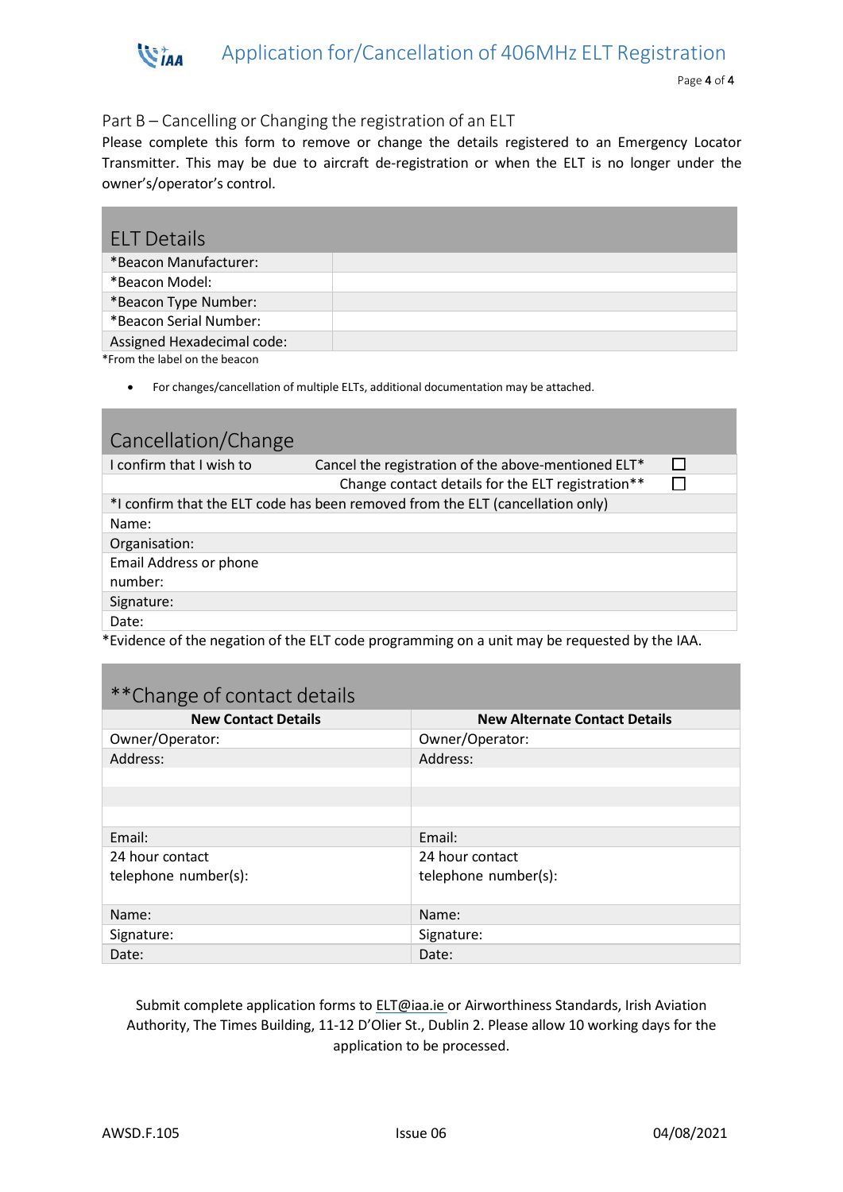## Part B – Cancelling or Changing the registration of an ELT

Please complete this form to remove or change the details registered to an Emergency Locator Transmitter. This may be due to aircraft de-registration or when the ELT is no longer under the owner's/operator's control.

| ELT Details | |
|---|---|
| *Beacon Manufacturer: | |
| *Beacon Model: | |
| *Beacon Type Number: | |
| *Beacon Serial Number: | |
| Assigned Hexadecimal code: | |

*From the label on the beacon

- For changes/cancellation of multiple ELTs, additional documentation may be attached.

| Cancellation/Change | | |
|---|---|---|
| I confirm that I wish to | Cancel the registration of the above-mentioned ELT* | ☐ |
| | Change contact details for the ELT registration** | ☐ |
| *I confirm that the ELT code has been removed from the ELT (cancellation only) | | |
| Name: | | |
| Organisation: | | |
| Email Address or phone number: | | |
| Signature: | | |
| Date: | | |

*Evidence of the negation of the ELT code programming on a unit may be requested by the IAA.

| **Change of contact details | |
|---|---|
| **New Contact Details** | **New Alternate Contact Details** |
| Owner/Operator: | Owner/Operator: |
| Address: | Address: |
| | |
| | |
| | |
| Email: | Email: |
| 24 hour contact telephone number(s): | 24 hour contact telephone number(s): |
| Name: | Name: |
| Signature: | Signature: |
| Date: | Date: |

Submit complete application forms to ELT@iaa.ie or Airworthiness Standards, Irish Aviation Authority, The Times Building, 11-12 D'Olier St., Dublin 2. Please allow 10 working days for the application to be processed.

AWSD.F.105 Issue 06 04/08/2021